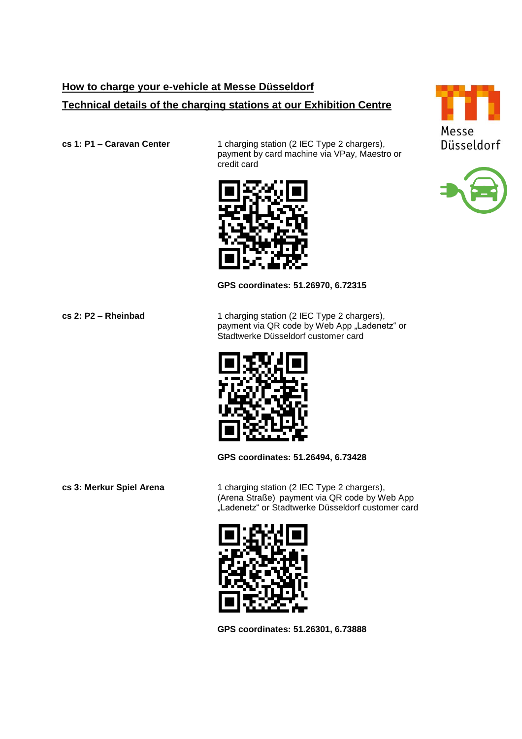# How to charge your e-vehicle at Messe Düsseldorf

## Technical details of the charging stations at our Exhibition Centre

**cs 1: P1 – Caravan Center**

1 charging station (2 IEC Type 2 chargers), payment by card machine via VPay, Maestro or credit card

**GPS coordinates: 51.26970, 6.72315**

**cs 2: P2 – Rheinbad**

1 charging station (2 IEC Type 2 chargers), payment via QR code by Web App „Ladenetz“ or Stadtwerke Düsseldorf customer card

**GPS coordinates: 51.26494, 6.73428**

**cs 3: Merkur Spiel Arena**

1 charging station (2 IEC Type 2 chargers), (Arena Straße) payment via QR code by Web App „Ladenetz“ or Stadtwerke Düsseldorf customer card

**GPS coordinates: 51.26301, 6.73888**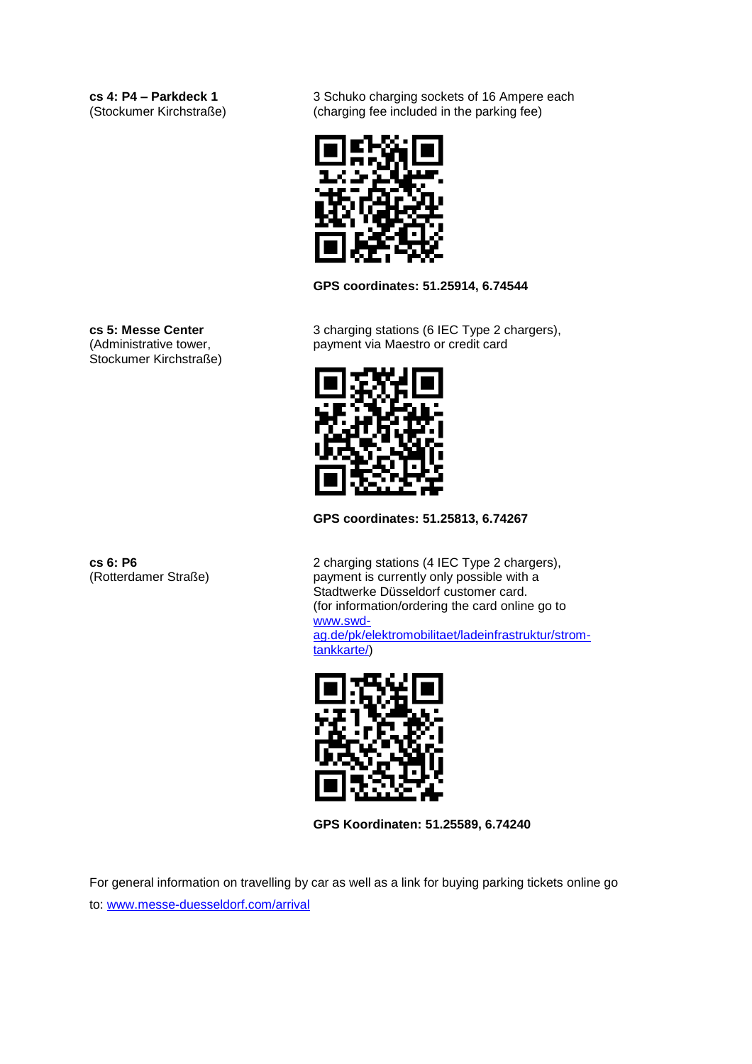**cs 4: P4 – Parkdeck 1**
(Stockumer Kirchstraße)

3 Schuko charging sockets of 16 Ampere each
(charging fee included in the parking fee)

**GPS coordinates: 51.25914, 6.74544**

**cs 5: Messe Center**
(Administrative tower,
Stockumer Kirchstraße)

3 charging stations (6 IEC Type 2 chargers),
payment via Maestro or credit card

**GPS coordinates: 51.25813, 6.74267**

**cs 6: P6**
(Rotterdamer Straße)

2 charging stations (4 IEC Type 2 chargers),
payment is currently only possible with a
Stadtwerke Düsseldorf customer card.
(for information/ordering the card online go to
www.swd-ag.de/pk/elektromobilitaet/ladeinfrastruktur/strom-tankkarte/)

**GPS Koordinaten: 51.25589, 6.74240**

For general information on travelling by car as well as a link for buying parking tickets online go to: www.messe-duesseldorf.com/arrival